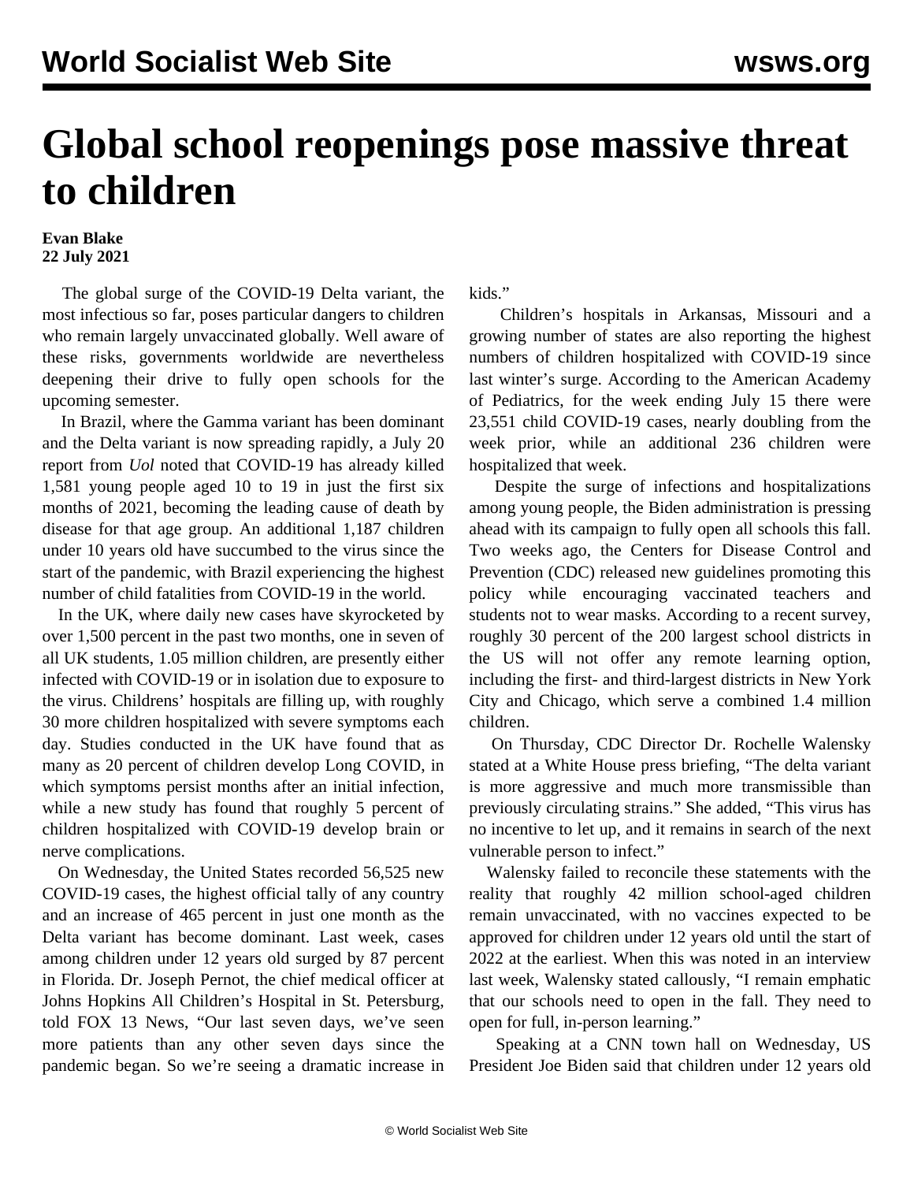# Global school reopenings pose massive threat to children

**Evan Blake**
**22 July 2021**

The global surge of the COVID-19 Delta variant, the most infectious so far, poses particular dangers to children who remain largely unvaccinated globally. Well aware of these risks, governments worldwide are nevertheless deepening their drive to fully open schools for the upcoming semester.

In Brazil, where the Gamma variant has been dominant and the Delta variant is now spreading rapidly, a July 20 report from *Uol* noted that COVID-19 has already killed 1,581 young people aged 10 to 19 in just the first six months of 2021, becoming the leading cause of death by disease for that age group. An additional 1,187 children under 10 years old have succumbed to the virus since the start of the pandemic, with Brazil experiencing the highest number of child fatalities from COVID-19 in the world.

In the UK, where daily new cases have skyrocketed by over 1,500 percent in the past two months, one in seven of all UK students, 1.05 million children, are presently either infected with COVID-19 or in isolation due to exposure to the virus. Childrens' hospitals are filling up, with roughly 30 more children hospitalized with severe symptoms each day. Studies conducted in the UK have found that as many as 20 percent of children develop Long COVID, in which symptoms persist months after an initial infection, while a new study has found that roughly 5 percent of children hospitalized with COVID-19 develop brain or nerve complications.

On Wednesday, the United States recorded 56,525 new COVID-19 cases, the highest official tally of any country and an increase of 465 percent in just one month as the Delta variant has become dominant. Last week, cases among children under 12 years old surged by 87 percent in Florida. Dr. Joseph Pernot, the chief medical officer at Johns Hopkins All Children's Hospital in St. Petersburg, told FOX 13 News, "Our last seven days, we've seen more patients than any other seven days since the pandemic began. So we're seeing a dramatic increase in kids."

Children's hospitals in Arkansas, Missouri and a growing number of states are also reporting the highest numbers of children hospitalized with COVID-19 since last winter's surge. According to the American Academy of Pediatrics, for the week ending July 15 there were 23,551 child COVID-19 cases, nearly doubling from the week prior, while an additional 236 children were hospitalized that week.

Despite the surge of infections and hospitalizations among young people, the Biden administration is pressing ahead with its campaign to fully open all schools this fall. Two weeks ago, the Centers for Disease Control and Prevention (CDC) released new guidelines promoting this policy while encouraging vaccinated teachers and students not to wear masks. According to a recent survey, roughly 30 percent of the 200 largest school districts in the US will not offer any remote learning option, including the first- and third-largest districts in New York City and Chicago, which serve a combined 1.4 million children.

On Thursday, CDC Director Dr. Rochelle Walensky stated at a White House press briefing, "The delta variant is more aggressive and much more transmissible than previously circulating strains." She added, "This virus has no incentive to let up, and it remains in search of the next vulnerable person to infect."

Walensky failed to reconcile these statements with the reality that roughly 42 million school-aged children remain unvaccinated, with no vaccines expected to be approved for children under 12 years old until the start of 2022 at the earliest. When this was noted in an interview last week, Walensky stated callously, "I remain emphatic that our schools need to open in the fall. They need to open for full, in-person learning."

Speaking at a CNN town hall on Wednesday, US President Joe Biden said that children under 12 years old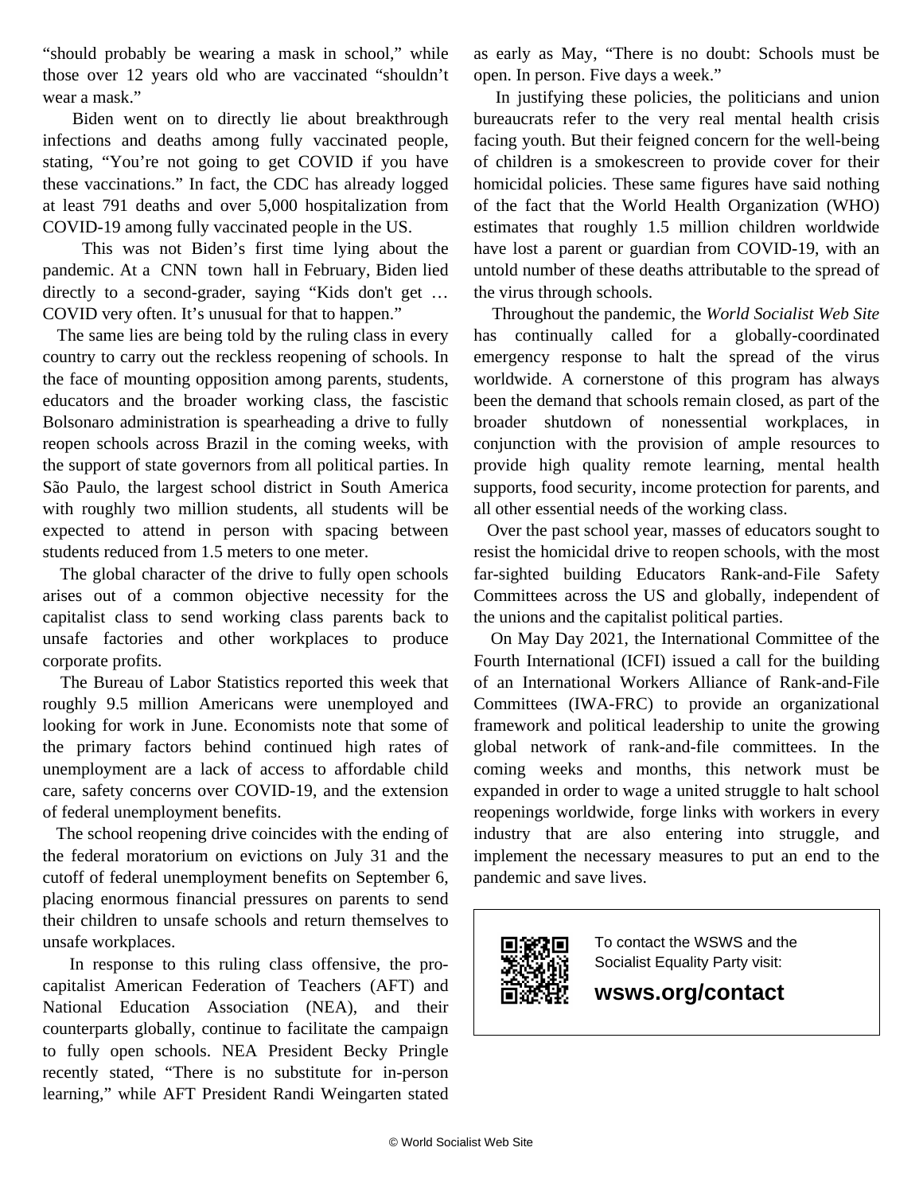"should probably be wearing a mask in school," while those over 12 years old who are vaccinated "shouldn't wear a mask."

Biden went on to directly lie about breakthrough infections and deaths among fully vaccinated people, stating, "You're not going to get COVID if you have these vaccinations." In fact, the CDC has already logged at least 791 deaths and over 5,000 hospitalization from COVID-19 among fully vaccinated people in the US.

This was not Biden's first time lying about the pandemic. At a CNN town hall in February, Biden lied directly to a second-grader, saying "Kids don't get … COVID very often. It's unusual for that to happen."

The same lies are being told by the ruling class in every country to carry out the reckless reopening of schools. In the face of mounting opposition among parents, students, educators and the broader working class, the fascistic Bolsonaro administration is spearheading a drive to fully reopen schools across Brazil in the coming weeks, with the support of state governors from all political parties. In São Paulo, the largest school district in South America with roughly two million students, all students will be expected to attend in person with spacing between students reduced from 1.5 meters to one meter.

The global character of the drive to fully open schools arises out of a common objective necessity for the capitalist class to send working class parents back to unsafe factories and other workplaces to produce corporate profits.

The Bureau of Labor Statistics reported this week that roughly 9.5 million Americans were unemployed and looking for work in June. Economists note that some of the primary factors behind continued high rates of unemployment are a lack of access to affordable child care, safety concerns over COVID-19, and the extension of federal unemployment benefits.

The school reopening drive coincides with the ending of the federal moratorium on evictions on July 31 and the cutoff of federal unemployment benefits on September 6, placing enormous financial pressures on parents to send their children to unsafe schools and return themselves to unsafe workplaces.

In response to this ruling class offensive, the pro-capitalist American Federation of Teachers (AFT) and National Education Association (NEA), and their counterparts globally, continue to facilitate the campaign to fully open schools. NEA President Becky Pringle recently stated, "There is no substitute for in-person learning," while AFT President Randi Weingarten stated as early as May, "There is no doubt: Schools must be open. In person. Five days a week."

In justifying these policies, the politicians and union bureaucrats refer to the very real mental health crisis facing youth. But their feigned concern for the well-being of children is a smokescreen to provide cover for their homicidal policies. These same figures have said nothing of the fact that the World Health Organization (WHO) estimates that roughly 1.5 million children worldwide have lost a parent or guardian from COVID-19, with an untold number of these deaths attributable to the spread of the virus through schools.

Throughout the pandemic, the *World Socialist Web Site* has continually called for a globally-coordinated emergency response to halt the spread of the virus worldwide. A cornerstone of this program has always been the demand that schools remain closed, as part of the broader shutdown of nonessential workplaces, in conjunction with the provision of ample resources to provide high quality remote learning, mental health supports, food security, income protection for parents, and all other essential needs of the working class.

Over the past school year, masses of educators sought to resist the homicidal drive to reopen schools, with the most far-sighted building Educators Rank-and-File Safety Committees across the US and globally, independent of the unions and the capitalist political parties.

On May Day 2021, the International Committee of the Fourth International (ICFI) issued a call for the building of an International Workers Alliance of Rank-and-File Committees (IWA-RFC) to provide an organizational framework and political leadership to unite the growing global network of rank-and-file committees. In the coming weeks and months, this network must be expanded in order to wage a united struggle to halt school reopenings worldwide, forge links with workers in every industry that are also entering into struggle, and implement the necessary measures to put an end to the pandemic and save lives.

To contact the WSWS and the Socialist Equality Party visit:

**wsws.org/contact**